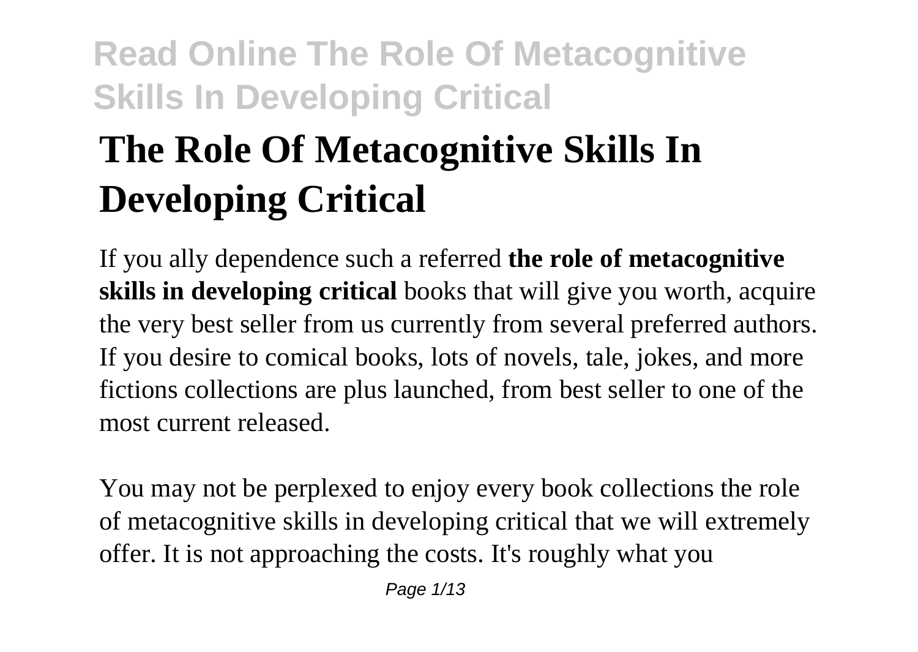# The Role Of Metacognitive Skills In Developing Critical

If you ally dependence such a referred **the role of metacognitive skills in developing critical** books that will give you worth, acquire the very best seller from us currently from several preferred authors. If you desire to comical books, lots of novels, tale, jokes, and more fictions collections are plus launched, from best seller to one of the most current released.

You may not be perplexed to enjoy every book collections the role of metacognitive skills in developing critical that we will extremely offer. It is not approaching the costs. It's roughly what you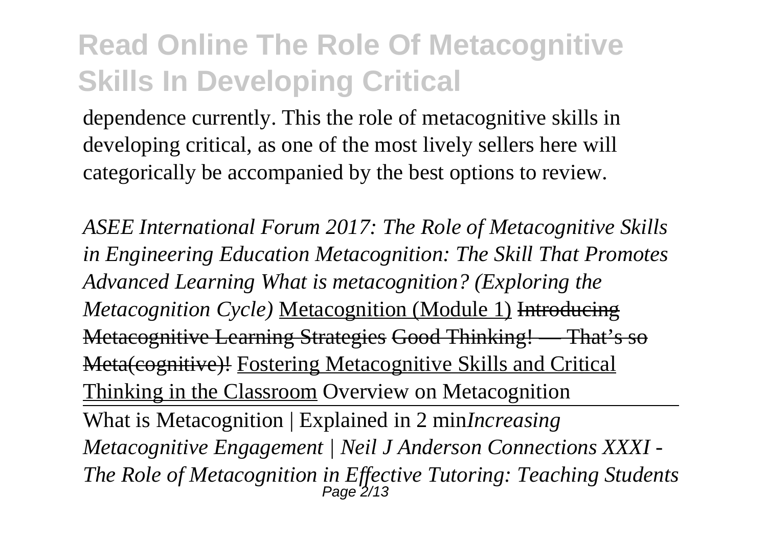dependence currently. This the role of metacognitive skills in developing critical, as one of the most lively sellers here will categorically be accompanied by the best options to review.

*ASEE International Forum 2017: The Role of Metacognitive Skills in Engineering Education Metacognition: The Skill That Promotes Advanced Learning What is metacognition? (Exploring the Metacognition Cycle)* Metacognition (Module 1) ~~Introducing Metacognitive Learning Strategies Good Thinking! — That's so Meta(cognitive)!~~ Fostering Metacognitive Skills and Critical Thinking in the Classroom Overview on Metacognition

What is Metacognition | Explained in 2 min*Increasing Metacognitive Engagement | Neil J Anderson Connections XXXI - The Role of Metacognition in Effective Tutoring: Teaching Students*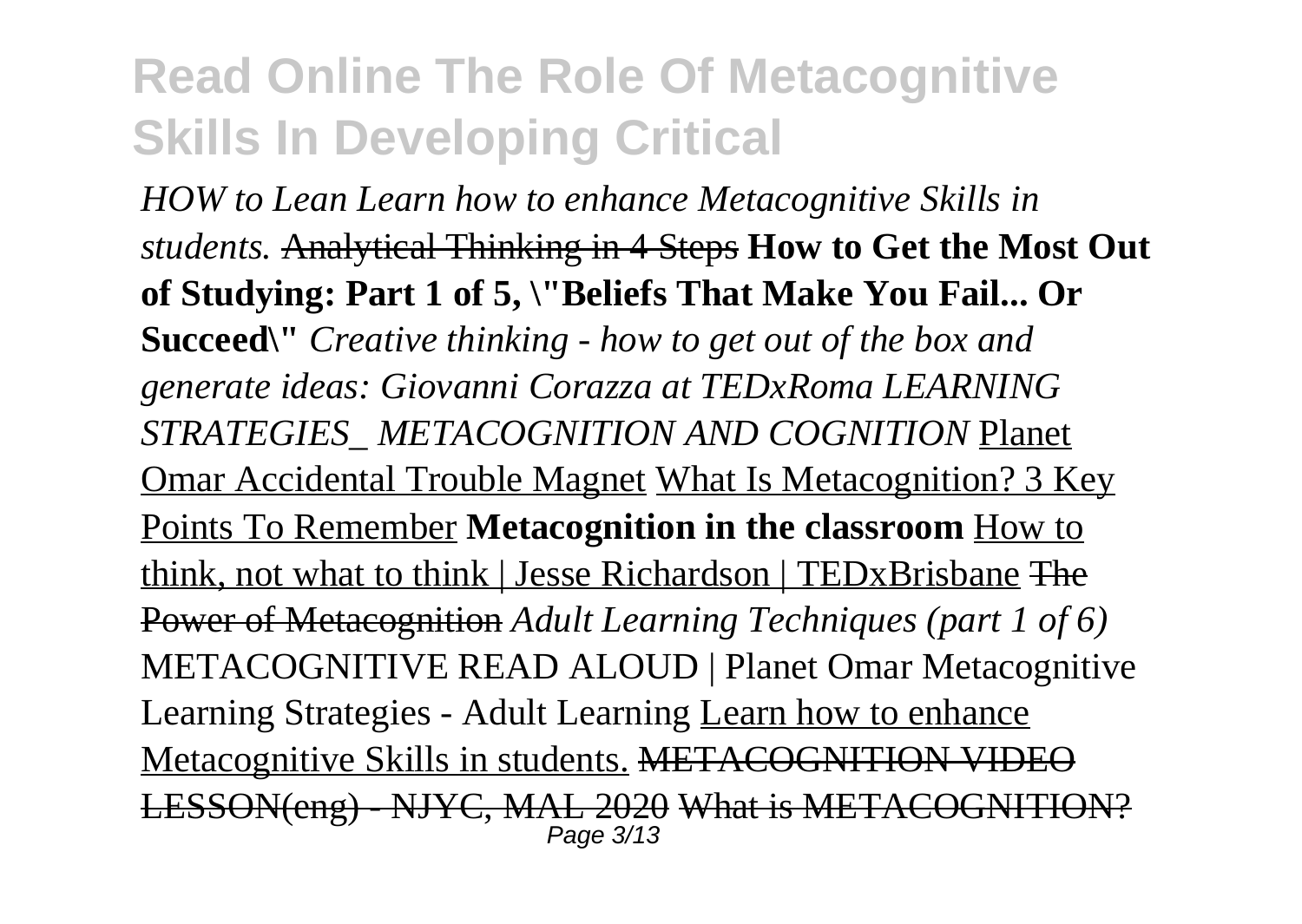*HOW to Lean Learn how to enhance Metacognitive Skills in students.* ~~Analytical Thinking in 4 Steps~~ **How to Get the Most Out of Studying: Part 1 of 5, \"Beliefs That Make You Fail... Or Succeed\"** *Creative thinking - how to get out of the box and generate ideas: Giovanni Corazza at TEDxRoma LEARNING STRATEGIES_ METACOGNITION AND COGNITION* Planet Omar Accidental Trouble Magnet What Is Metacognition? 3 Key Points To Remember **Metacognition in the classroom** How to think, not what to think | Jesse Richardson | TEDxBrisbane ~~The Power of Metacognition~~ *Adult Learning Techniques (part 1 of 6)* METACOGNITIVE READ ALOUD | Planet Omar Metacognitive Learning Strategies - Adult Learning Learn how to enhance Metacognitive Skills in students. ~~METACOGNITION VIDEO LESSON(eng) - NJYC, MAL 2020~~ ~~What is METACOGNITION?~~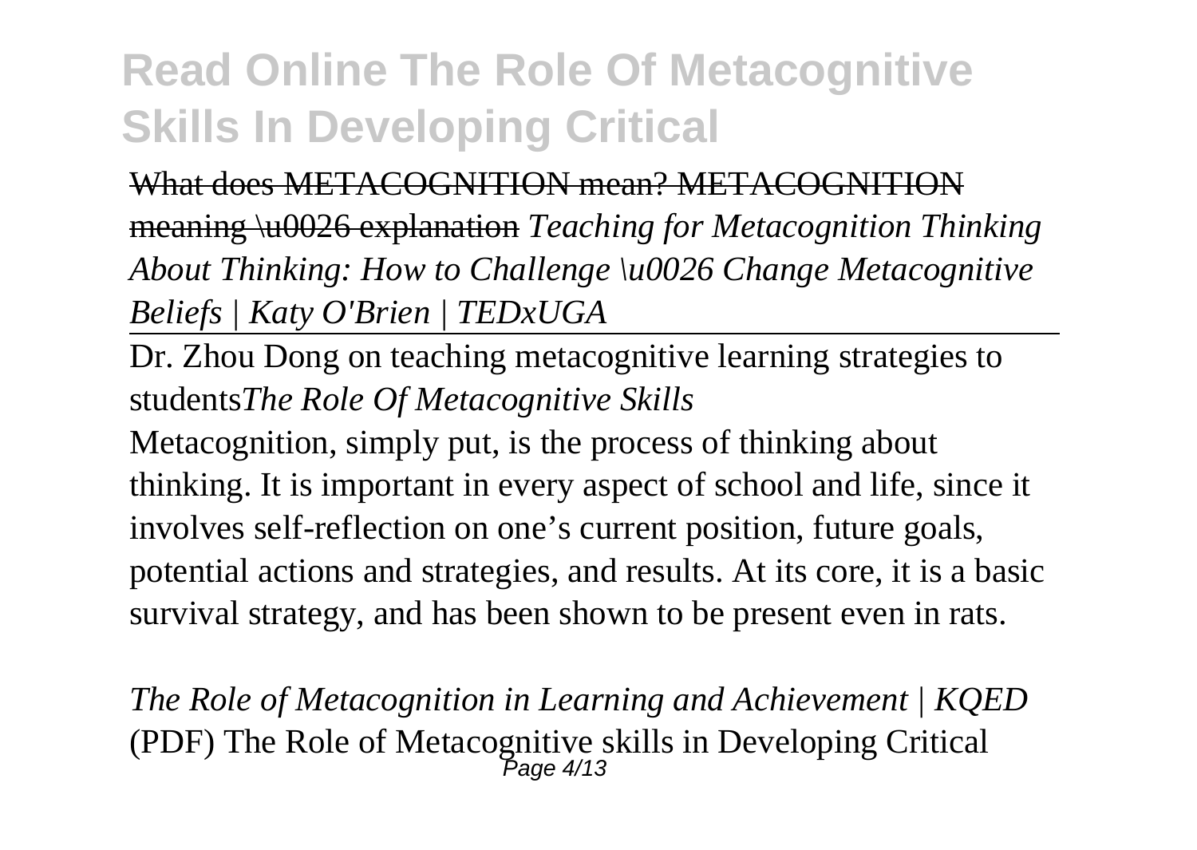~~What does METACOGNITION mean? METACOGNITION meaning \u0026 explanation~~ *Teaching for Metacognition Thinking About Thinking: How to Challenge \u0026 Change Metacognitive Beliefs | Katy O'Brien | TEDxUGA*

Dr. Zhou Dong on teaching metacognitive learning strategies to students*The Role Of Metacognitive Skills*

Metacognition, simply put, is the process of thinking about thinking. It is important in every aspect of school and life, since it involves self-reflection on one's current position, future goals, potential actions and strategies, and results. At its core, it is a basic survival strategy, and has been shown to be present even in rats.

*The Role of Metacognition in Learning and Achievement | KQED*

(PDF) The Role of Metacognitive skills in Developing Critical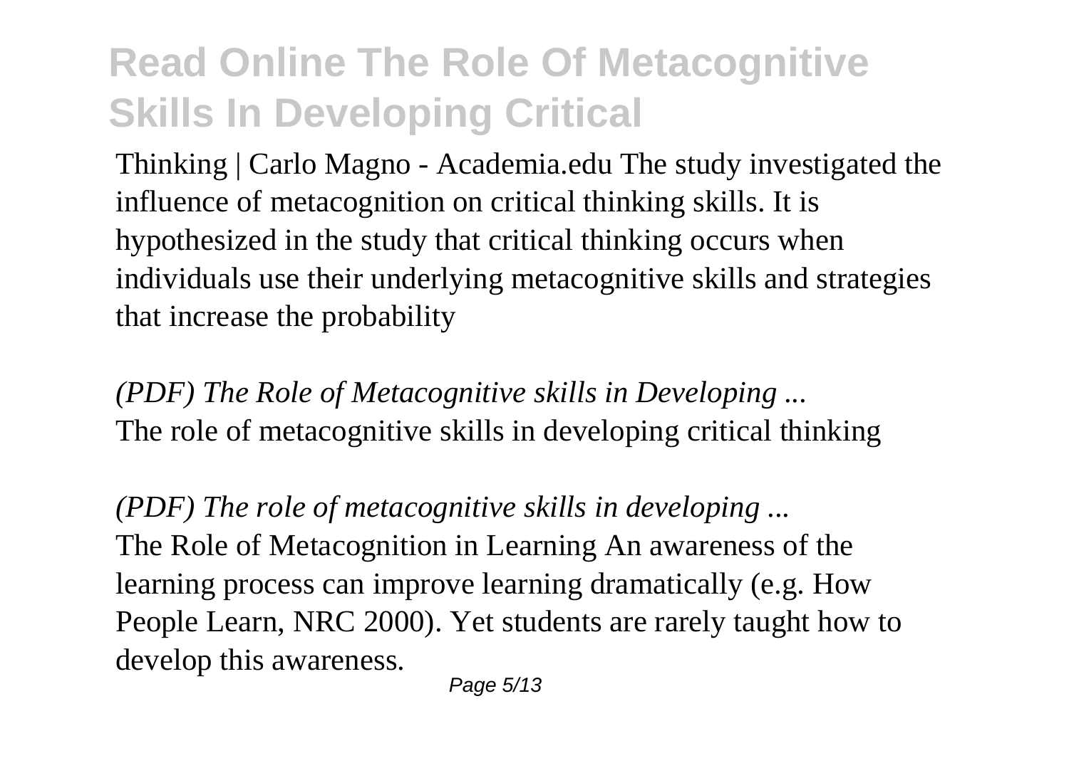Thinking | Carlo Magno - Academia.edu The study investigated the influence of metacognition on critical thinking skills. It is hypothesized in the study that critical thinking occurs when individuals use their underlying metacognitive skills and strategies that increase the probability

*(PDF) The Role of Metacognitive skills in Developing ...*
The role of metacognitive skills in developing critical thinking

*(PDF) The role of metacognitive skills in developing ...*
The Role of Metacognition in Learning An awareness of the learning process can improve learning dramatically (e.g. How People Learn, NRC 2000). Yet students are rarely taught how to develop this awareness.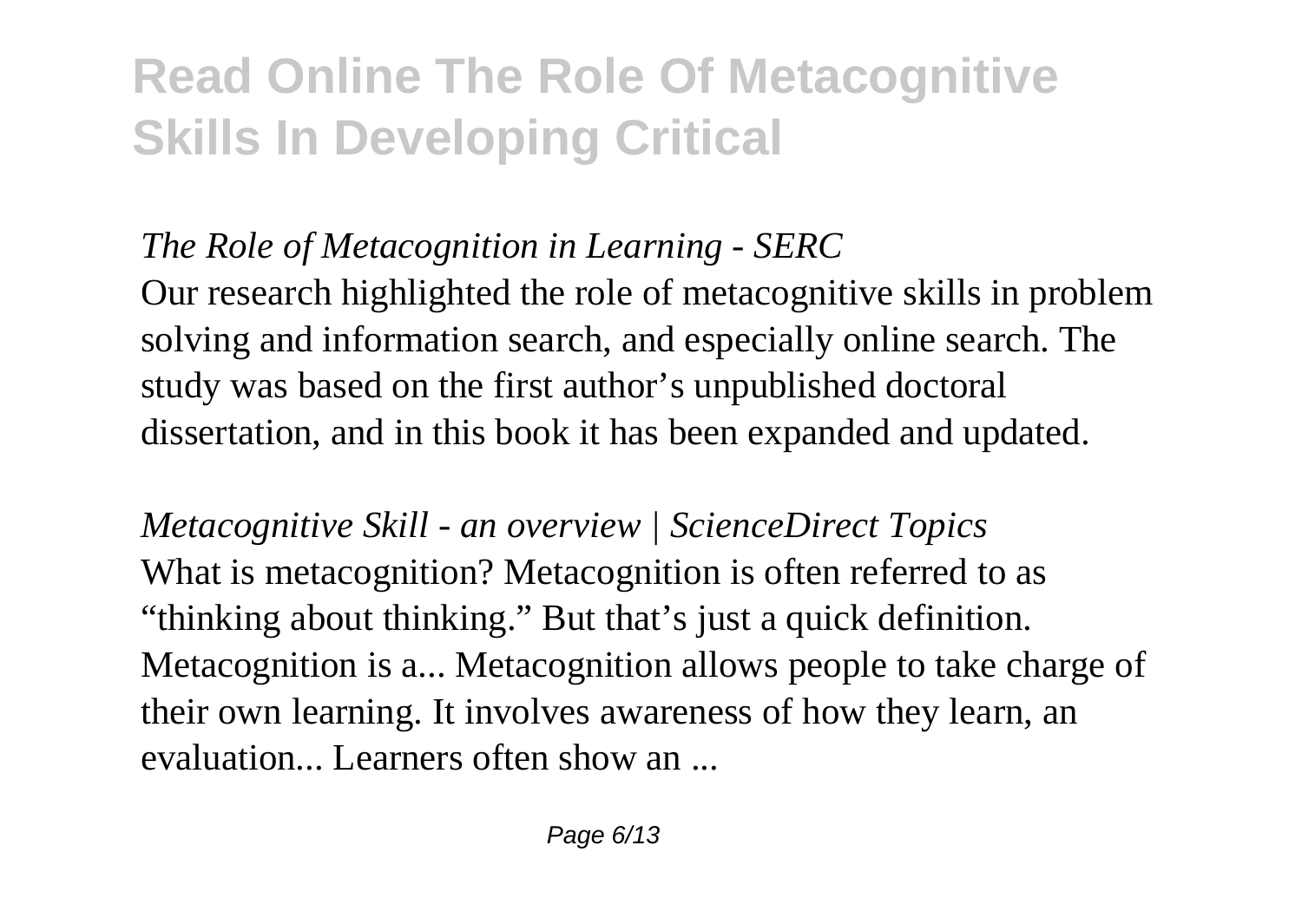*The Role of Metacognition in Learning - SERC*

Our research highlighted the role of metacognitive skills in problem solving and information search, and especially online search. The study was based on the first author's unpublished doctoral dissertation, and in this book it has been expanded and updated.

*Metacognitive Skill - an overview | ScienceDirect Topics*

What is metacognition? Metacognition is often referred to as "thinking about thinking." But that's just a quick definition. Metacognition is a... Metacognition allows people to take charge of their own learning. It involves awareness of how they learn, an evaluation... Learners often show an ...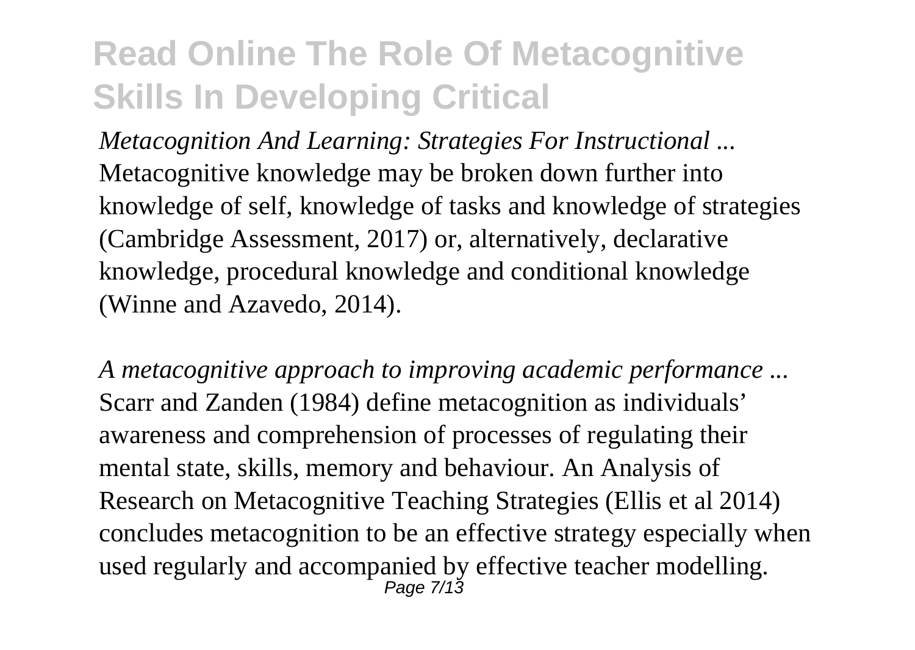*Metacognition And Learning: Strategies For Instructional ...*
Metacognitive knowledge may be broken down further into knowledge of self, knowledge of tasks and knowledge of strategies (Cambridge Assessment, 2017) or, alternatively, declarative knowledge, procedural knowledge and conditional knowledge (Winne and Azavedo, 2014).

*A metacognitive approach to improving academic performance ...*
Scarr and Zanden (1984) define metacognition as individuals' awareness and comprehension of processes of regulating their mental state, skills, memory and behaviour. An Analysis of Research on Metacognitive Teaching Strategies (Ellis et al 2014) concludes metacognition to be an effective strategy especially when used regularly and accompanied by effective teacher modelling.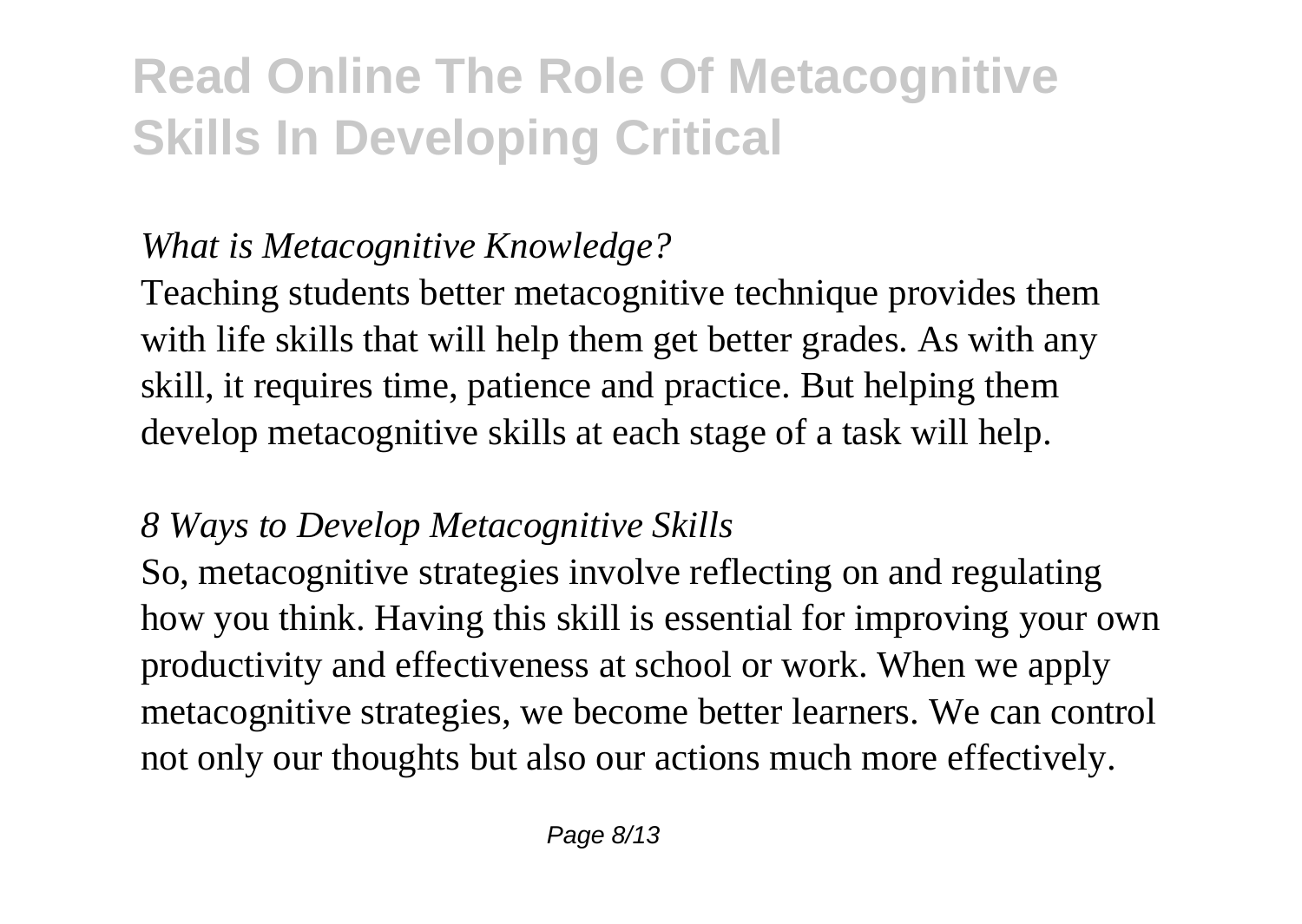*What is Metacognitive Knowledge?*

Teaching students better metacognitive technique provides them with life skills that will help them get better grades. As with any skill, it requires time, patience and practice. But helping them develop metacognitive skills at each stage of a task will help.

*8 Ways to Develop Metacognitive Skills*

So, metacognitive strategies involve reflecting on and regulating how you think. Having this skill is essential for improving your own productivity and effectiveness at school or work. When we apply metacognitive strategies, we become better learners. We can control not only our thoughts but also our actions much more effectively.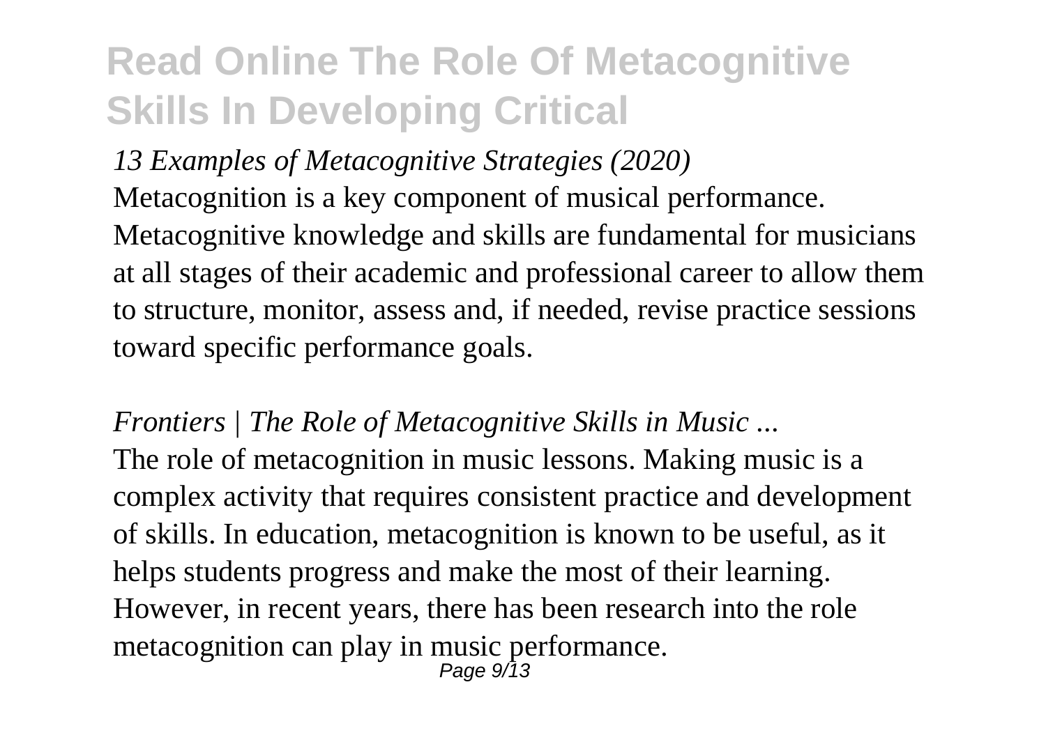*13 Examples of Metacognitive Strategies (2020)*

Metacognition is a key component of musical performance. Metacognitive knowledge and skills are fundamental for musicians at all stages of their academic and professional career to allow them to structure, monitor, assess and, if needed, revise practice sessions toward specific performance goals.

*Frontiers | The Role of Metacognitive Skills in Music ...*

The role of metacognition in music lessons. Making music is a complex activity that requires consistent practice and development of skills. In education, metacognition is known to be useful, as it helps students progress and make the most of their learning. However, in recent years, there has been research into the role metacognition can play in music performance.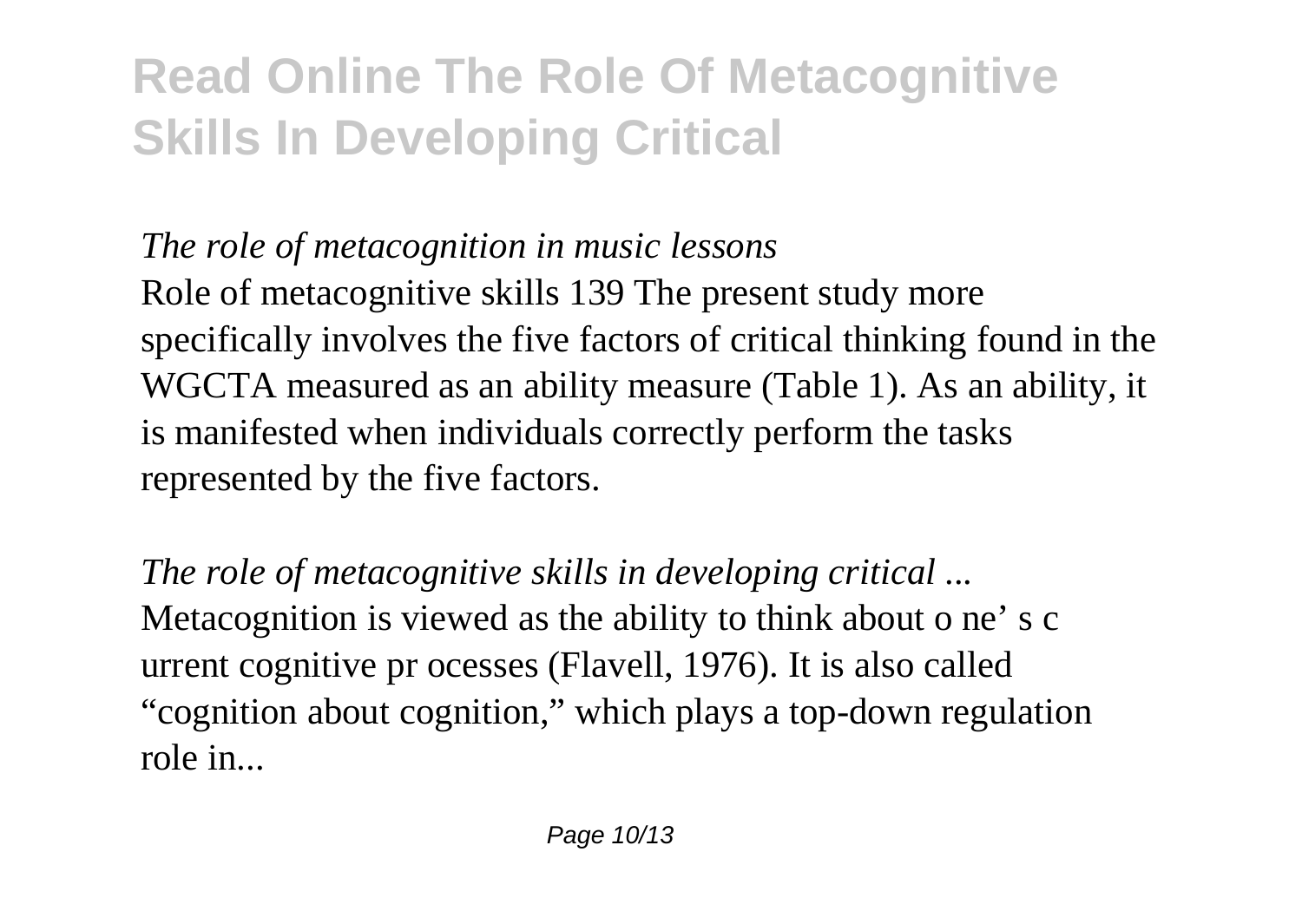*The role of metacognition in music lessons*

Role of metacognitive skills 139 The present study more specifically involves the five factors of critical thinking found in the WGCTA measured as an ability measure (Table 1). As an ability, it is manifested when individuals correctly perform the tasks represented by the five factors.

*The role of metacognitive skills in developing critical ...*

Metacognition is viewed as the ability to think about o ne' s c urrent cognitive pr ocesses (Flavell, 1976). It is also called "cognition about cognition," which plays a top-down regulation role in...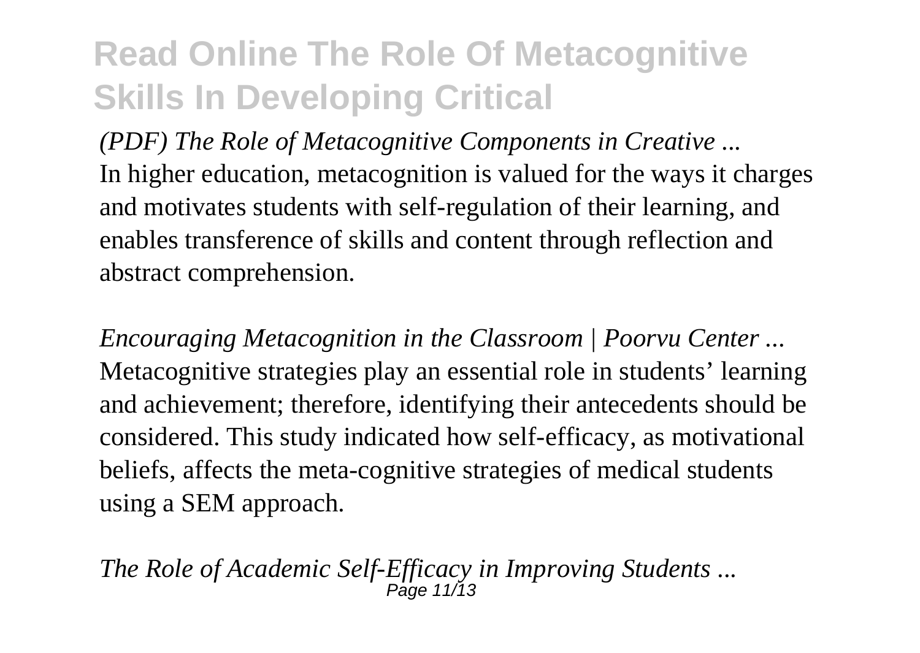*(PDF) The Role of Metacognitive Components in Creative ...*
In higher education, metacognition is valued for the ways it charges and motivates students with self-regulation of their learning, and enables transference of skills and content through reflection and abstract comprehension.

*Encouraging Metacognition in the Classroom | Poorvu Center ...*
Metacognitive strategies play an essential role in students' learning and achievement; therefore, identifying their antecedents should be considered. This study indicated how self-efficacy, as motivational beliefs, affects the meta-cognitive strategies of medical students using a SEM approach.

*The Role of Academic Self-Efficacy in Improving Students ...*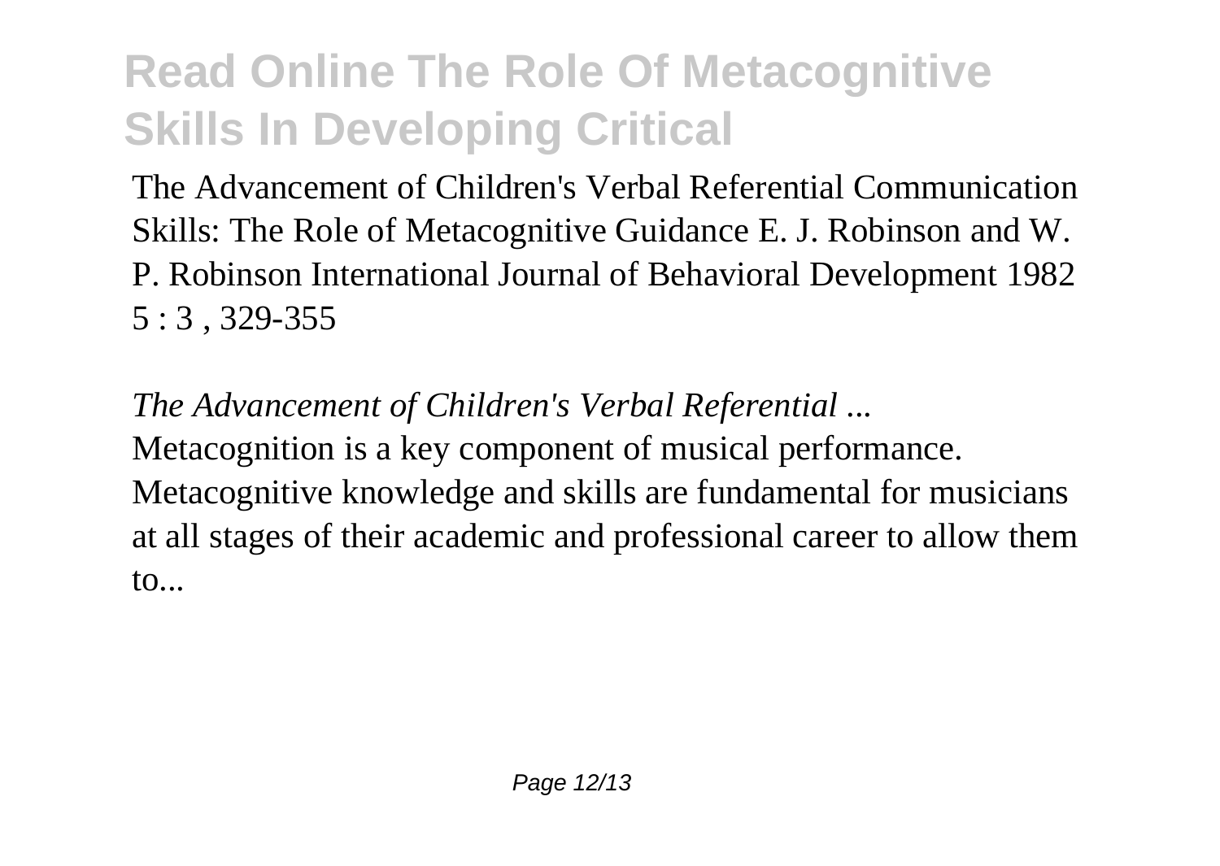The Advancement of Children's Verbal Referential Communication Skills: The Role of Metacognitive Guidance E. J. Robinson and W. P. Robinson International Journal of Behavioral Development 1982 5 : 3 , 329-355

*The Advancement of Children's Verbal Referential ...*

Metacognition is a key component of musical performance. Metacognitive knowledge and skills are fundamental for musicians at all stages of their academic and professional career to allow them to...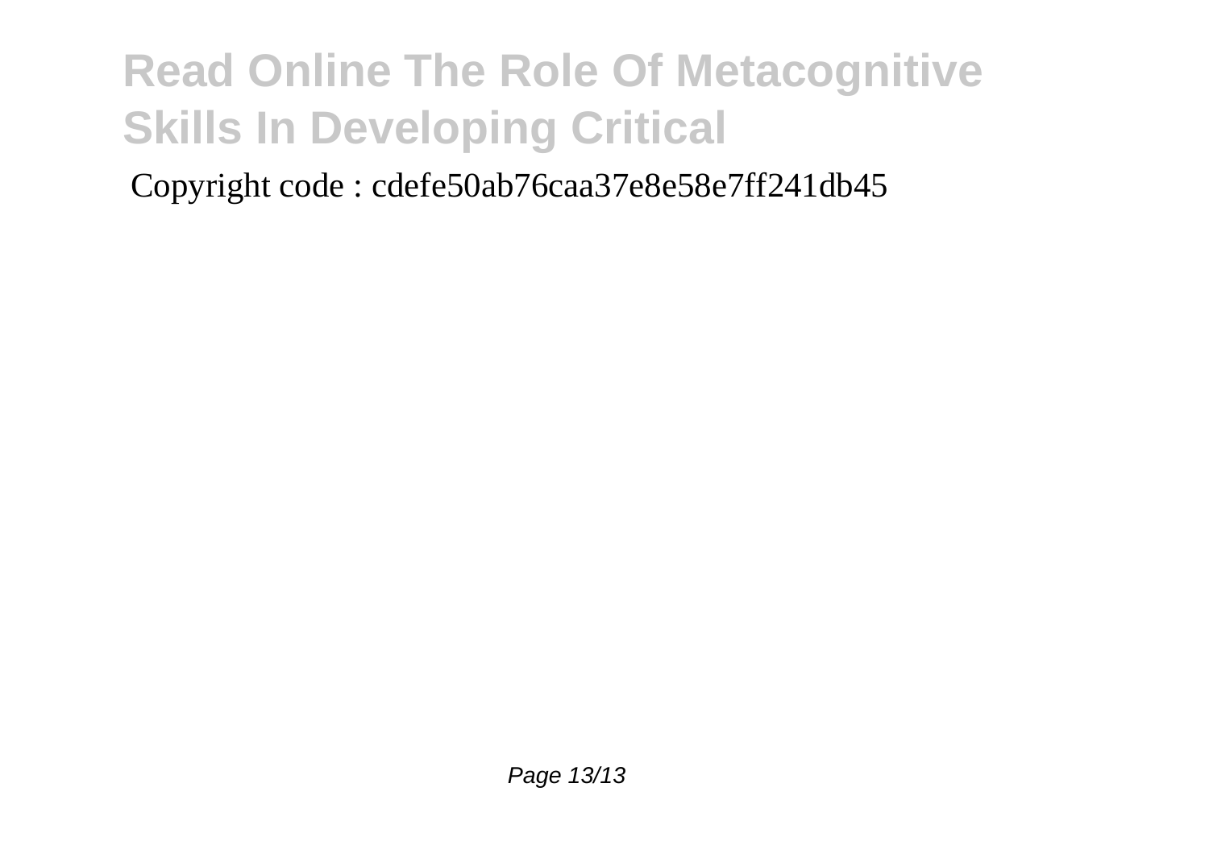Copyright code : cdefe50ab76caa37e8e58e7ff241db45